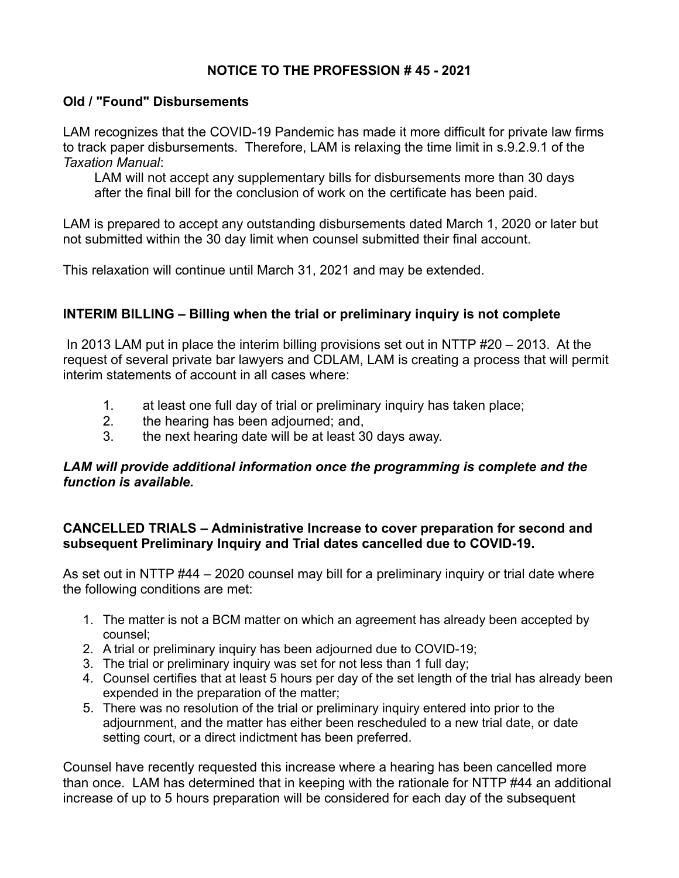# NOTICE TO THE PROFESSION # 45 - 2021

## Old / "Found" Disbursements

LAM recognizes that the COVID-19 Pandemic has made it more difficult for private law firms to track paper disbursements. Therefore, LAM is relaxing the time limit in s.9.2.9.1 of the *Taxation Manual*:

> LAM will not accept any supplementary bills for disbursements more than 30 days after the final bill for the conclusion of work on the certificate has been paid.

LAM is prepared to accept any outstanding disbursements dated March 1, 2020 or later but not submitted within the 30 day limit when counsel submitted their final account.

This relaxation will continue until March 31, 2021 and may be extended.

## INTERIM BILLING – Billing when the trial or preliminary inquiry is not complete

In 2013 LAM put in place the interim billing provisions set out in NTTP #20 – 2013. At the request of several private bar lawyers and CDLAM, LAM is creating a process that will permit interim statements of account in all cases where:

1. at least one full day of trial or preliminary inquiry has taken place;
2. the hearing has been adjourned; and,
3. the next hearing date will be at least 30 days away.

***LAM will provide additional information once the programming is complete and the function is available.***

## CANCELLED TRIALS – Administrative Increase to cover preparation for second and subsequent Preliminary Inquiry and Trial dates cancelled due to COVID-19.

As set out in NTTP #44 – 2020 counsel may bill for a preliminary inquiry or trial date where the following conditions are met:

1. The matter is not a BCM matter on which an agreement has already been accepted by counsel;
2. A trial or preliminary inquiry has been adjourned due to COVID-19;
3. The trial or preliminary inquiry was set for not less than 1 full day;
4. Counsel certifies that at least 5 hours per day of the set length of the trial has already been expended in the preparation of the matter;
5. There was no resolution of the trial or preliminary inquiry entered into prior to the adjournment, and the matter has either been rescheduled to a new trial date, or date setting court, or a direct indictment has been preferred.

Counsel have recently requested this increase where a hearing has been cancelled more than once. LAM has determined that in keeping with the rationale for NTTP #44 an additional increase of up to 5 hours preparation will be considered for each day of the subsequent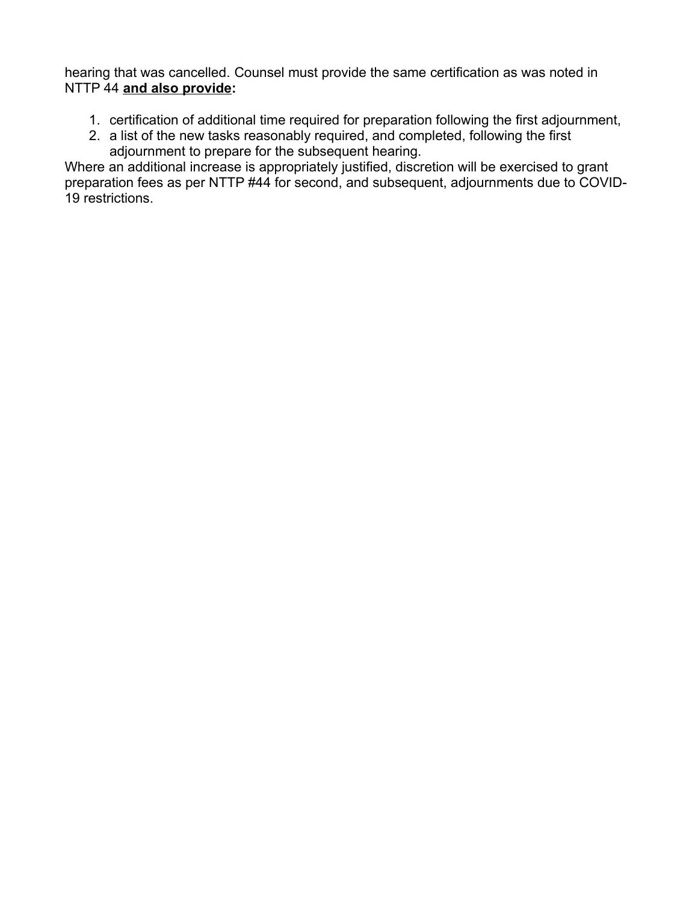hearing that was cancelled. Counsel must provide the same certification as was noted in NTTP 44 **<u>and also provide</u>:**

1. certification of additional time required for preparation following the first adjournment,
2. a list of the new tasks reasonably required, and completed, following the first adjournment to prepare for the subsequent hearing.

Where an additional increase is appropriately justified, discretion will be exercised to grant preparation fees as per NTTP #44 for second, and subsequent, adjournments due to COVID-19 restrictions.